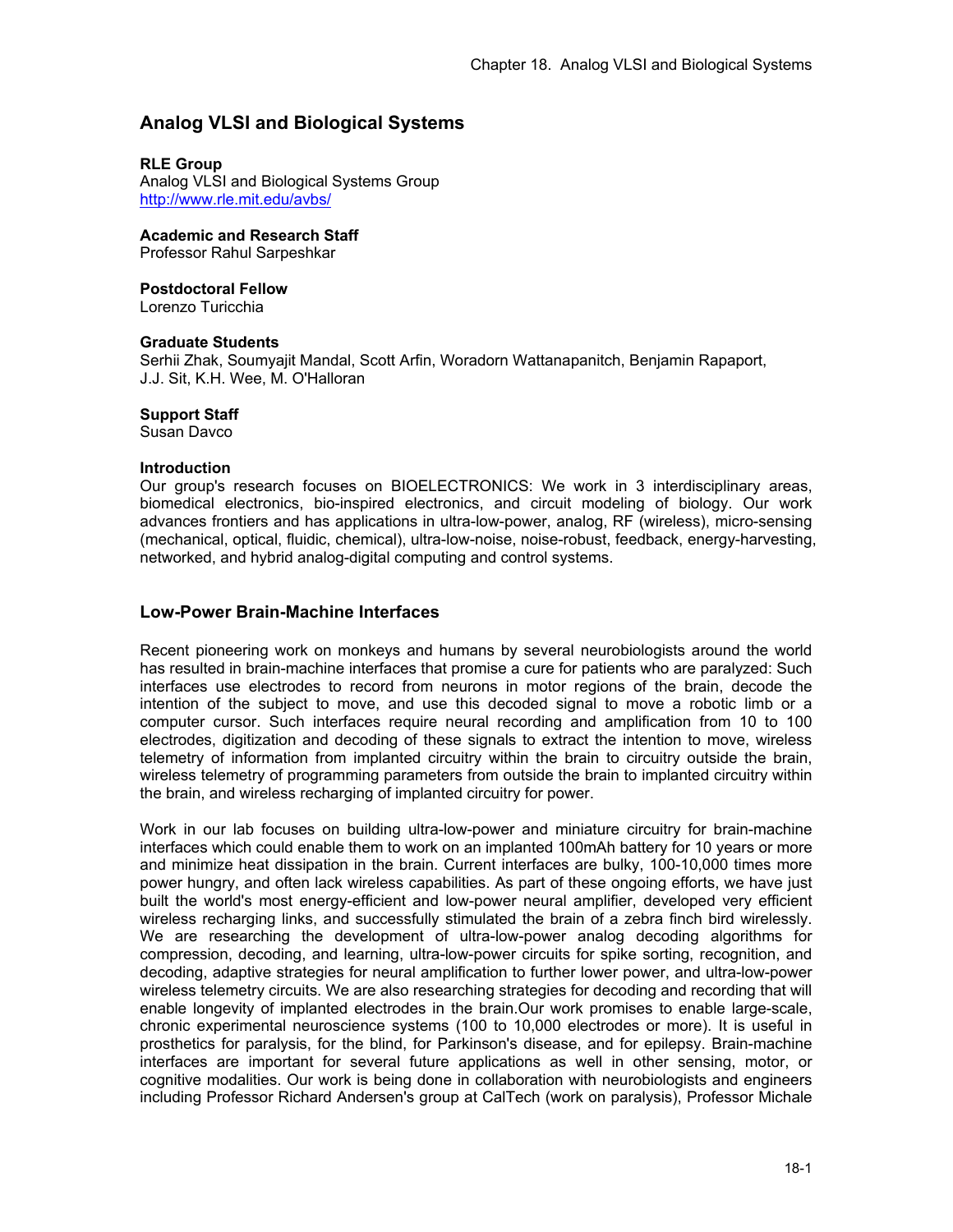# Analog VLSI and Biological Systems

**RLE Group**
Analog VLSI and Biological Systems Group
http://www.rle.mit.edu/avbs/

**Academic and Research Staff**
Professor Rahul Sarpeshkar

**Postdoctoral Fellow**
Lorenzo Turicchia

**Graduate Students**
Serhii Zhak, Soumyajit Mandal, Scott Arfin, Woradorn Wattanapanitch, Benjamin Rapaport, J.J. Sit, K.H. Wee, M. O'Halloran

**Support Staff**
Susan Davco

**Introduction**
Our group's research focuses on BIOELECTRONICS: We work in 3 interdisciplinary areas, biomedical electronics, bio-inspired electronics, and circuit modeling of biology. Our work advances frontiers and has applications in ultra-low-power, analog, RF (wireless), micro-sensing (mechanical, optical, fluidic, chemical), ultra-low-noise, noise-robust, feedback, energy-harvesting, networked, and hybrid analog-digital computing and control systems.

## Low-Power Brain-Machine Interfaces

Recent pioneering work on monkeys and humans by several neurobiologists around the world has resulted in brain-machine interfaces that promise a cure for patients who are paralyzed: Such interfaces use electrodes to record from neurons in motor regions of the brain, decode the intention of the subject to move, and use this decoded signal to move a robotic limb or a computer cursor. Such interfaces require neural recording and amplification from 10 to 100 electrodes, digitization and decoding of these signals to extract the intention to move, wireless telemetry of information from implanted circuitry within the brain to circuitry outside the brain, wireless telemetry of programming parameters from outside the brain to implanted circuitry within the brain, and wireless recharging of implanted circuitry for power.

Work in our lab focuses on building ultra-low-power and miniature circuitry for brain-machine interfaces which could enable them to work on an implanted 100mAh battery for 10 years or more and minimize heat dissipation in the brain. Current interfaces are bulky, 100-10,000 times more power hungry, and often lack wireless capabilities. As part of these ongoing efforts, we have just built the world's most energy-efficient and low-power neural amplifier, developed very efficient wireless recharging links, and successfully stimulated the brain of a zebra finch bird wirelessly. We are researching the development of ultra-low-power analog decoding algorithms for compression, decoding, and learning, ultra-low-power circuits for spike sorting, recognition, and decoding, adaptive strategies for neural amplification to further lower power, and ultra-low-power wireless telemetry circuits. We are also researching strategies for decoding and recording that will enable longevity of implanted electrodes in the brain.Our work promises to enable large-scale, chronic experimental neuroscience systems (100 to 10,000 electrodes or more). It is useful in prosthetics for paralysis, for the blind, for Parkinson's disease, and for epilepsy. Brain-machine interfaces are important for several future applications as well in other sensing, motor, or cognitive modalities. Our work is being done in collaboration with neurobiologists and engineers including Professor Richard Andersen's group at CalTech (work on paralysis), Professor Michale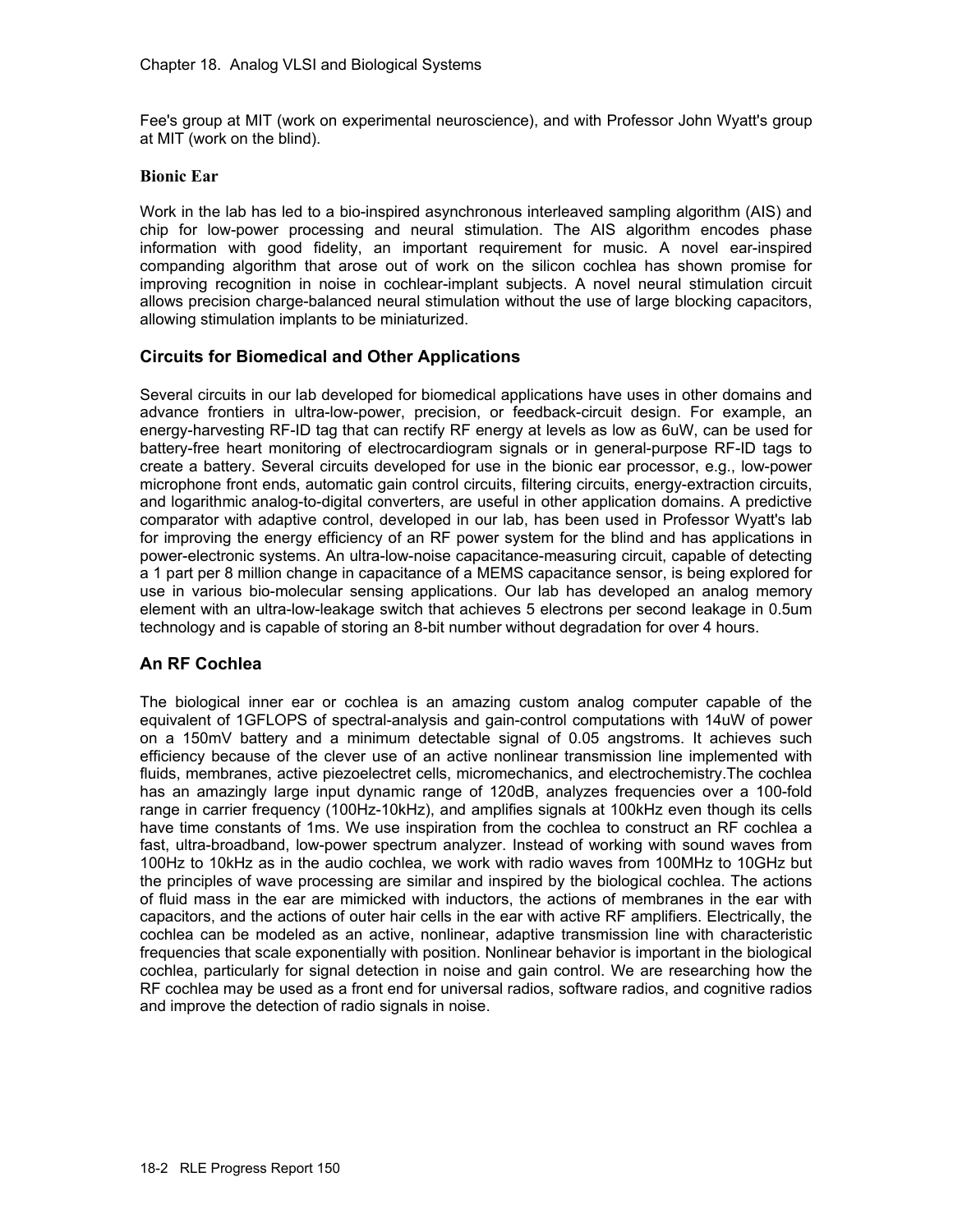Fee's group at MIT (work on experimental neuroscience), and with Professor John Wyatt's group at MIT (work on the blind).

### Bionic Ear

Work in the lab has led to a bio-inspired asynchronous interleaved sampling algorithm (AIS) and chip for low-power processing and neural stimulation. The AIS algorithm encodes phase information with good fidelity, an important requirement for music. A novel ear-inspired companding algorithm that arose out of work on the silicon cochlea has shown promise for improving recognition in noise in cochlear-implant subjects. A novel neural stimulation circuit allows precision charge-balanced neural stimulation without the use of large blocking capacitors, allowing stimulation implants to be miniaturized.

## Circuits for Biomedical and Other Applications

Several circuits in our lab developed for biomedical applications have uses in other domains and advance frontiers in ultra-low-power, precision, or feedback-circuit design. For example, an energy-harvesting RF-ID tag that can rectify RF energy at levels as low as 6uW, can be used for battery-free heart monitoring of electrocardiogram signals or in general-purpose RF-ID tags to create a battery. Several circuits developed for use in the bionic ear processor, e.g., low-power microphone front ends, automatic gain control circuits, filtering circuits, energy-extraction circuits, and logarithmic analog-to-digital converters, are useful in other application domains. A predictive comparator with adaptive control, developed in our lab, has been used in Professor Wyatt's lab for improving the energy efficiency of an RF power system for the blind and has applications in power-electronic systems. An ultra-low-noise capacitance-measuring circuit, capable of detecting a 1 part per 8 million change in capacitance of a MEMS capacitance sensor, is being explored for use in various bio-molecular sensing applications. Our lab has developed an analog memory element with an ultra-low-leakage switch that achieves 5 electrons per second leakage in 0.5um technology and is capable of storing an 8-bit number without degradation for over 4 hours.

## An RF Cochlea

The biological inner ear or cochlea is an amazing custom analog computer capable of the equivalent of 1GFLOPS of spectral-analysis and gain-control computations with 14uW of power on a 150mV battery and a minimum detectable signal of 0.05 angstroms. It achieves such efficiency because of the clever use of an active nonlinear transmission line implemented with fluids, membranes, active piezoelectret cells, micromechanics, and electrochemistry.The cochlea has an amazingly large input dynamic range of 120dB, analyzes frequencies over a 100-fold range in carrier frequency (100Hz-10kHz), and amplifies signals at 100kHz even though its cells have time constants of 1ms. We use inspiration from the cochlea to construct an RF cochlea a fast, ultra-broadband, low-power spectrum analyzer. Instead of working with sound waves from 100Hz to 10kHz as in the audio cochlea, we work with radio waves from 100MHz to 10GHz but the principles of wave processing are similar and inspired by the biological cochlea. The actions of fluid mass in the ear are mimicked with inductors, the actions of membranes in the ear with capacitors, and the actions of outer hair cells in the ear with active RF amplifiers. Electrically, the cochlea can be modeled as an active, nonlinear, adaptive transmission line with characteristic frequencies that scale exponentially with position. Nonlinear behavior is important in the biological cochlea, particularly for signal detection in noise and gain control. We are researching how the RF cochlea may be used as a front end for universal radios, software radios, and cognitive radios and improve the detection of radio signals in noise.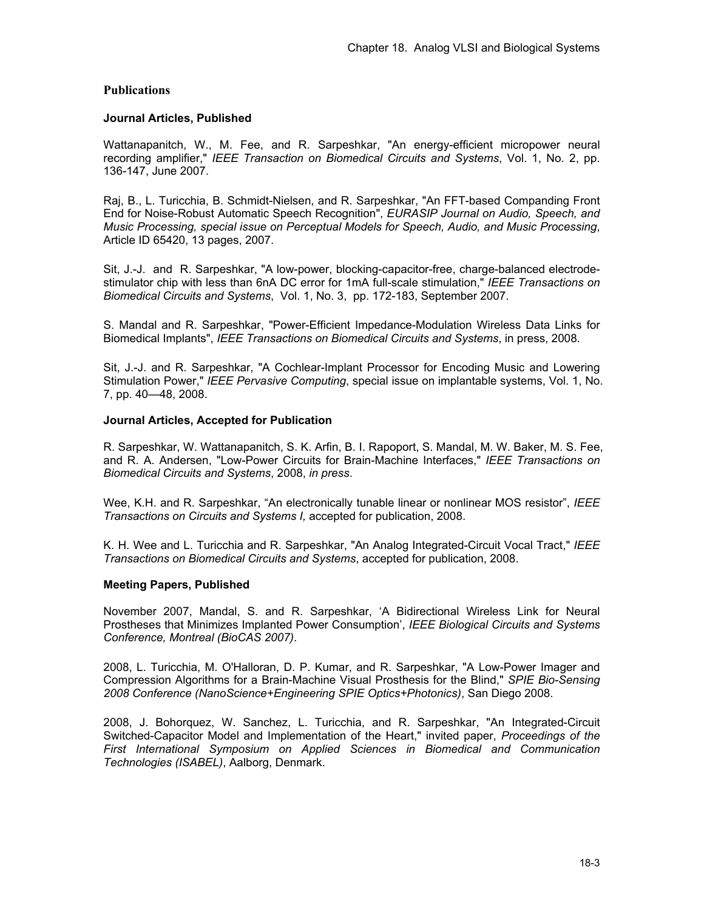## Publications

### Journal Articles, Published

Wattanapanitch, W., M. Fee, and R. Sarpeshkar, "An energy-efficient micropower neural recording amplifier," *IEEE Transaction on Biomedical Circuits and Systems*, Vol. 1, No. 2, pp. 136-147, June 2007.

Raj, B., L. Turicchia, B. Schmidt-Nielsen, and R. Sarpeshkar, "An FFT-based Companding Front End for Noise-Robust Automatic Speech Recognition", *EURASIP Journal on Audio, Speech, and Music Processing, special issue on Perceptual Models for Speech, Audio, and Music Processing*, Article ID 65420, 13 pages, 2007.

Sit, J.-J. and R. Sarpeshkar, "A low-power, blocking-capacitor-free, charge-balanced electrode-stimulator chip with less than 6nA DC error for 1mA full-scale stimulation," *IEEE Transactions on Biomedical Circuits and Systems*, Vol. 1, No. 3, pp. 172-183, September 2007.

S. Mandal and R. Sarpeshkar, "Power-Efficient Impedance-Modulation Wireless Data Links for Biomedical Implants", *IEEE Transactions on Biomedical Circuits and Systems*, in press, 2008.

Sit, J.-J. and R. Sarpeshkar, "A Cochlear-Implant Processor for Encoding Music and Lowering Stimulation Power," *IEEE Pervasive Computing*, special issue on implantable systems, Vol. 1, No. 7, pp. 40—48, 2008.

### Journal Articles, Accepted for Publication

R. Sarpeshkar, W. Wattanapanitch, S. K. Arfin, B. I. Rapoport, S. Mandal, M. W. Baker, M. S. Fee, and R. A. Andersen, "Low-Power Circuits for Brain-Machine Interfaces," *IEEE Transactions on Biomedical Circuits and Systems*, 2008, *in press*.

Wee, K.H. and R. Sarpeshkar, "An electronically tunable linear or nonlinear MOS resistor", *IEEE Transactions on Circuits and Systems I,* accepted for publication, 2008.

K. H. Wee and L. Turicchia and R. Sarpeshkar, "An Analog Integrated-Circuit Vocal Tract," *IEEE Transactions on Biomedical Circuits and Systems*, accepted for publication, 2008.

### Meeting Papers, Published

November 2007, Mandal, S. and R. Sarpeshkar, 'A Bidirectional Wireless Link for Neural Prostheses that Minimizes Implanted Power Consumption', *IEEE Biological Circuits and Systems Conference, Montreal (BioCAS 2007)*.

2008, L. Turicchia, M. O'Halloran, D. P. Kumar, and R. Sarpeshkar, "A Low-Power Imager and Compression Algorithms for a Brain-Machine Visual Prosthesis for the Blind," *SPIE Bio-Sensing 2008 Conference (NanoScience+Engineering SPIE Optics+Photonics)*, San Diego 2008.

2008, J. Bohorquez, W. Sanchez, L. Turicchia, and R. Sarpeshkar, "An Integrated-Circuit Switched-Capacitor Model and Implementation of the Heart," invited paper, *Proceedings of the First International Symposium on Applied Sciences in Biomedical and Communication Technologies (ISABEL)*, Aalborg, Denmark.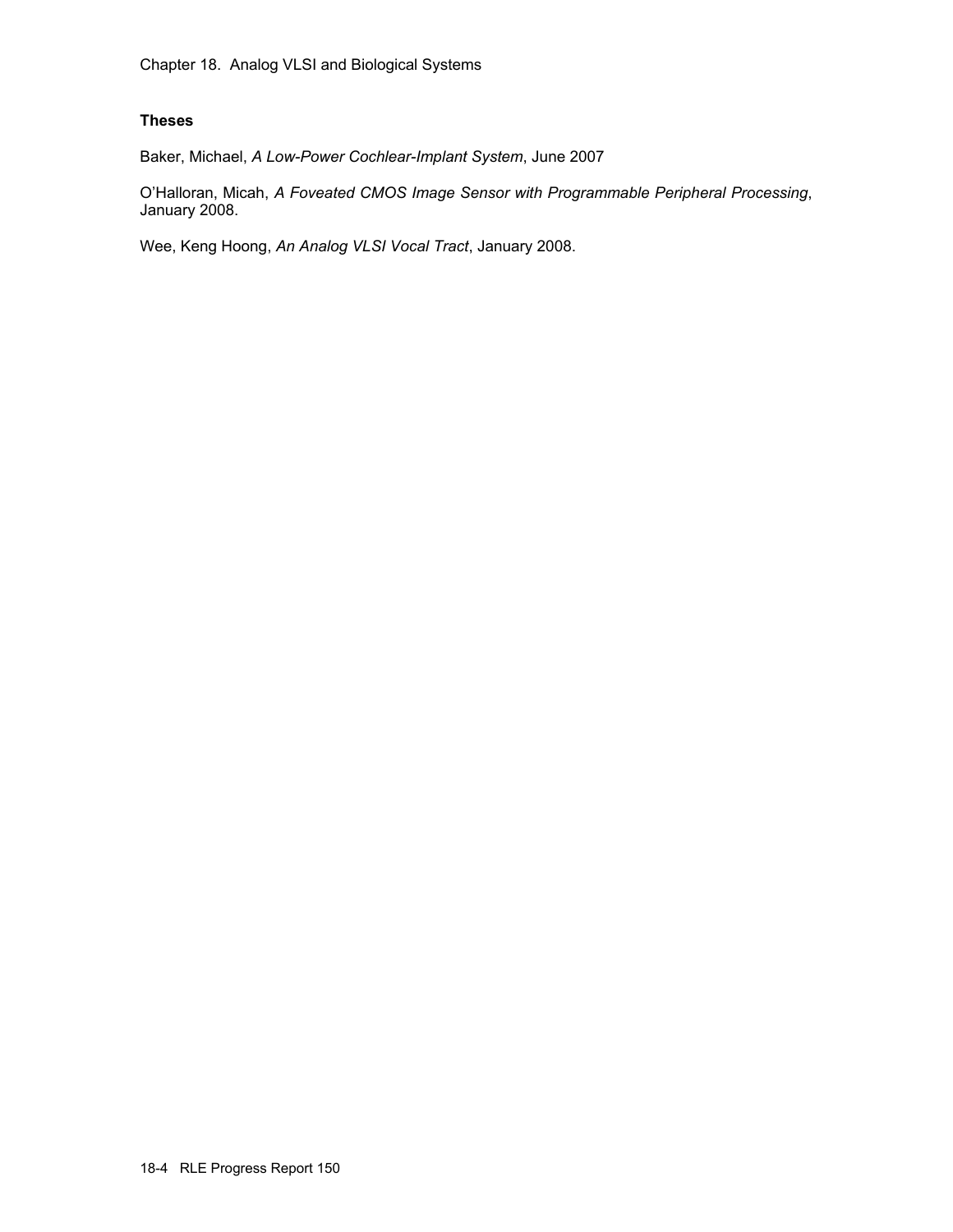### Theses

Baker, Michael, *A Low-Power Cochlear-Implant System*, June 2007

O'Halloran, Micah, *A Foveated CMOS Image Sensor with Programmable Peripheral Processing*, January 2008.

Wee, Keng Hoong, *An Analog VLSI Vocal Tract*, January 2008.